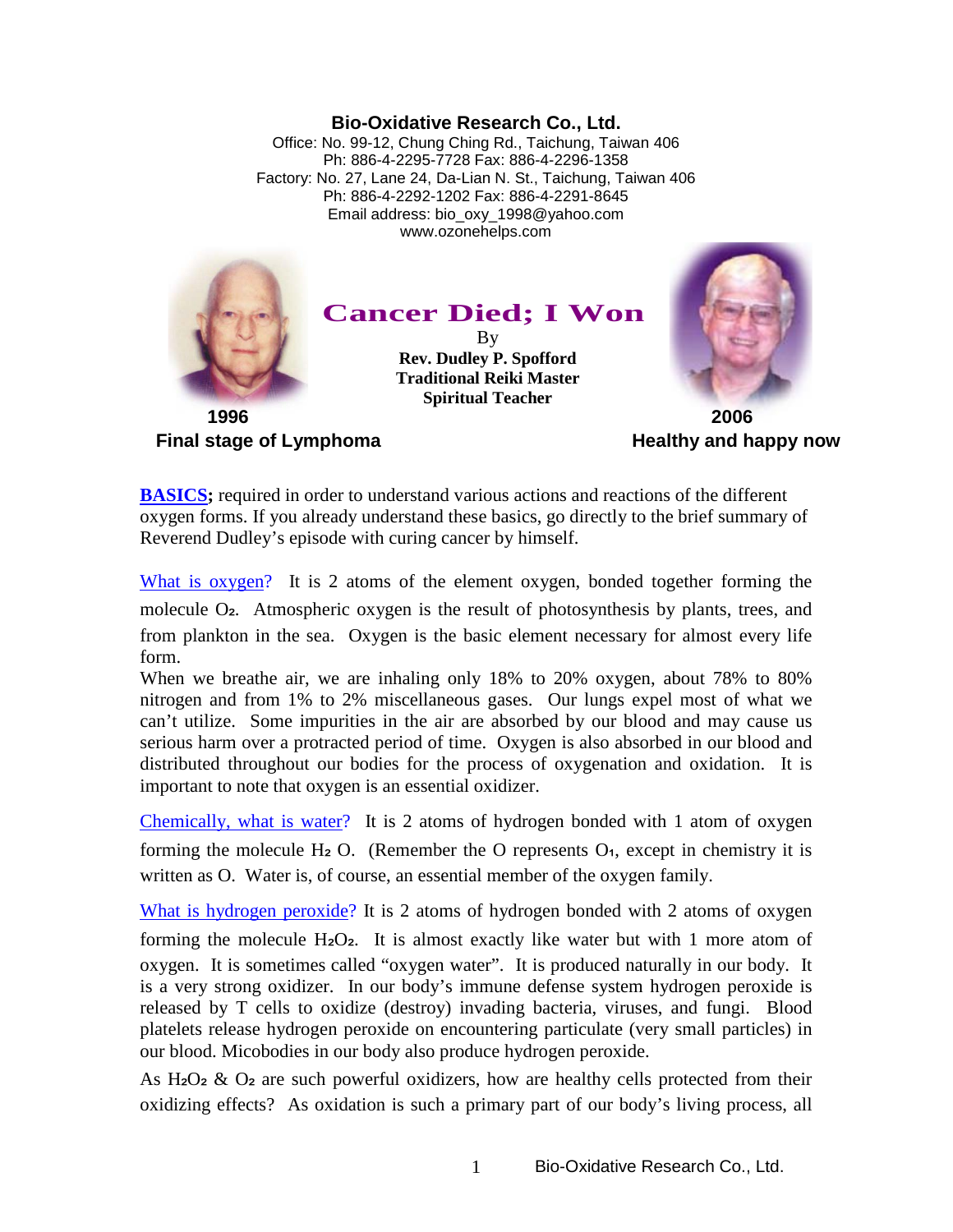**Bio-Oxidative Research Co., Ltd.**
Office: No. 99-12, Chung Ching Rd., Taichung, Taiwan 406
Ph: 886-4-2295-7728 Fax: 886-4-2296-1358
Factory: No. 27, Lane 24, Da-Lian N. St., Taichung, Taiwan 406
Ph: 886-4-2292-1202 Fax: 886-4-2291-8645
Email address: bio_oxy_1998@yahoo.com
www.ozonehelps.com

# Cancer Died; I Won

By
**Rev. Dudley P. Spofford**
**Traditional Reiki Master**
**Spiritual Teacher**

**1996**
**Final stage of Lymphoma**

**2006**
**Healthy and happy now**

**BASICS;** required in order to understand various actions and reactions of the different oxygen forms. If you already understand these basics, go directly to the brief summary of Reverend Dudley's episode with curing cancer by himself.

What is oxygen? It is 2 atoms of the element oxygen, bonded together forming the molecule $O_2$. Atmospheric oxygen is the result of photosynthesis by plants, trees, and from plankton in the sea. Oxygen is the basic element necessary for almost every life form.
When we breathe air, we are inhaling only 18% to 20% oxygen, about 78% to 80% nitrogen and from 1% to 2% miscellaneous gases. Our lungs expel most of what we can't utilize. Some impurities in the air are absorbed by our blood and may cause us serious harm over a protracted period of time. Oxygen is also absorbed in our blood and distributed throughout our bodies for the process of oxygenation and oxidation. It is important to note that oxygen is an essential oxidizer.

Chemically, what is water? It is 2 atoms of hydrogen bonded with 1 atom of oxygen forming the molecule $H_2O$. (Remember the O represents $O_1$, except in chemistry it is written as O. Water is, of course, an essential member of the oxygen family.

What is hydrogen peroxide? It is 2 atoms of hydrogen bonded with 2 atoms of oxygen forming the molecule $H_2O_2$. It is almost exactly like water but with 1 more atom of oxygen. It is sometimes called "oxygen water". It is produced naturally in our body. It is a very strong oxidizer. In our body's immune defense system hydrogen peroxide is released by T cells to oxidize (destroy) invading bacteria, viruses, and fungi. Blood platelets release hydrogen peroxide on encountering particulate (very small particles) in our blood. Micobodies in our body also produce hydrogen peroxide.

As $H_2O_2$ & $O_2$ are such powerful oxidizers, how are healthy cells protected from their oxidizing effects? As oxidation is such a primary part of our body's living process, all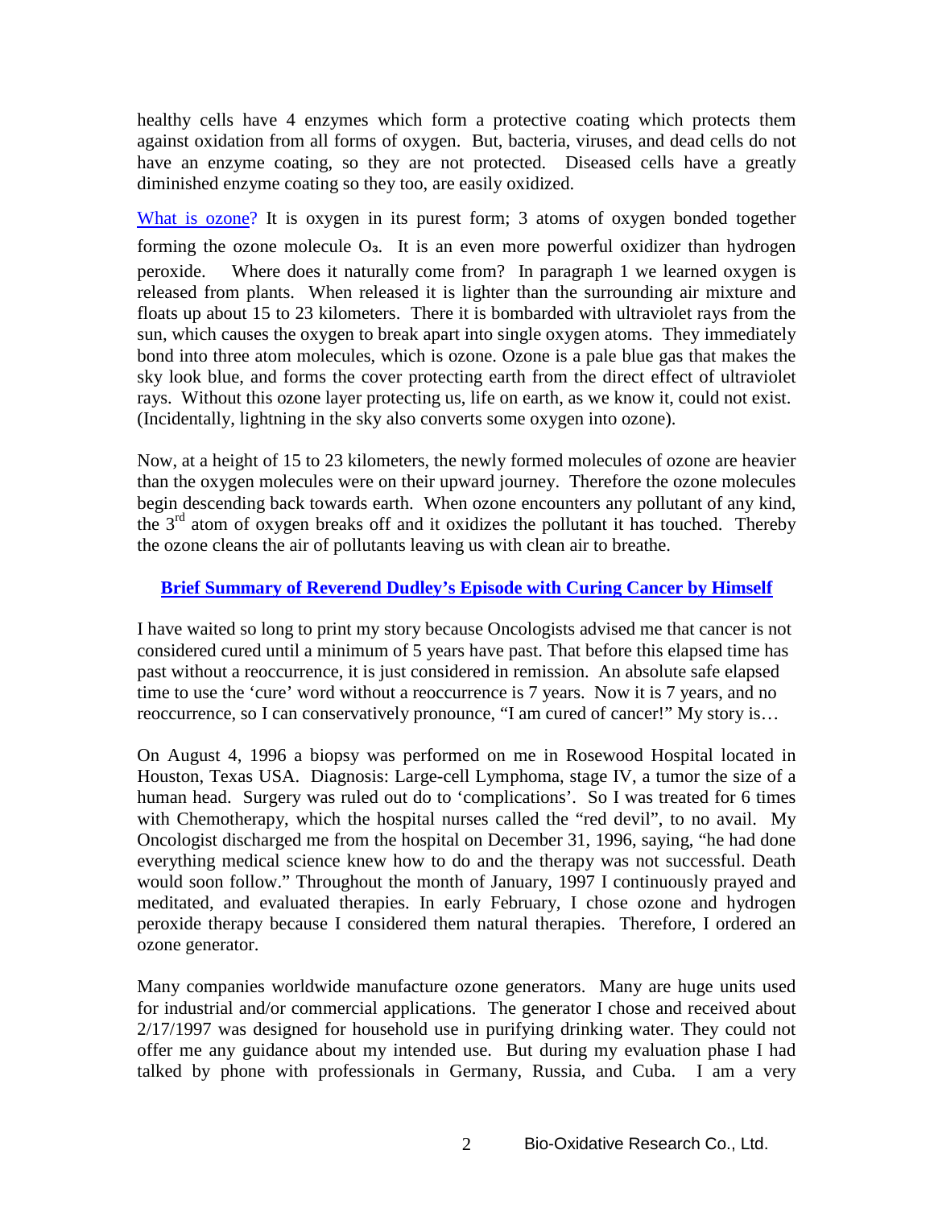healthy cells have 4 enzymes which form a protective coating which protects them against oxidation from all forms of oxygen. But, bacteria, viruses, and dead cells do not have an enzyme coating, so they are not protected. Diseased cells have a greatly diminished enzyme coating so they too, are easily oxidized.

What is ozone? It is oxygen in its purest form; 3 atoms of oxygen bonded together forming the ozone molecule $O_3$. It is an even more powerful oxidizer than hydrogen peroxide. Where does it naturally come from? In paragraph 1 we learned oxygen is released from plants. When released it is lighter than the surrounding air mixture and floats up about 15 to 23 kilometers. There it is bombarded with ultraviolet rays from the sun, which causes the oxygen to break apart into single oxygen atoms. They immediately bond into three atom molecules, which is ozone. Ozone is a pale blue gas that makes the sky look blue, and forms the cover protecting earth from the direct effect of ultraviolet rays. Without this ozone layer protecting us, life on earth, as we know it, could not exist. (Incidentally, lightning in the sky also converts some oxygen into ozone).

Now, at a height of 15 to 23 kilometers, the newly formed molecules of ozone are heavier than the oxygen molecules were on their upward journey. Therefore the ozone molecules begin descending back towards earth. When ozone encounters any pollutant of any kind, the 3rd atom of oxygen breaks off and it oxidizes the pollutant it has touched. Thereby the ozone cleans the air of pollutants leaving us with clean air to breathe.

## Brief Summary of Reverend Dudley's Episode with Curing Cancer by Himself

I have waited so long to print my story because Oncologists advised me that cancer is not considered cured until a minimum of 5 years have past. That before this elapsed time has past without a reoccurrence, it is just considered in remission. An absolute safe elapsed time to use the 'cure' word without a reoccurrence is 7 years. Now it is 7 years, and no reoccurrence, so I can conservatively pronounce, "I am cured of cancer!" My story is…

On August 4, 1996 a biopsy was performed on me in Rosewood Hospital located in Houston, Texas USA. Diagnosis: Large-cell Lymphoma, stage IV, a tumor the size of a human head. Surgery was ruled out do to 'complications'. So I was treated for 6 times with Chemotherapy, which the hospital nurses called the "red devil", to no avail. My Oncologist discharged me from the hospital on December 31, 1996, saying, "he had done everything medical science knew how to do and the therapy was not successful. Death would soon follow." Throughout the month of January, 1997 I continuously prayed and meditated, and evaluated therapies. In early February, I chose ozone and hydrogen peroxide therapy because I considered them natural therapies. Therefore, I ordered an ozone generator.

Many companies worldwide manufacture ozone generators. Many are huge units used for industrial and/or commercial applications. The generator I chose and received about 2/17/1997 was designed for household use in purifying drinking water. They could not offer me any guidance about my intended use. But during my evaluation phase I had talked by phone with professionals in Germany, Russia, and Cuba. I am a very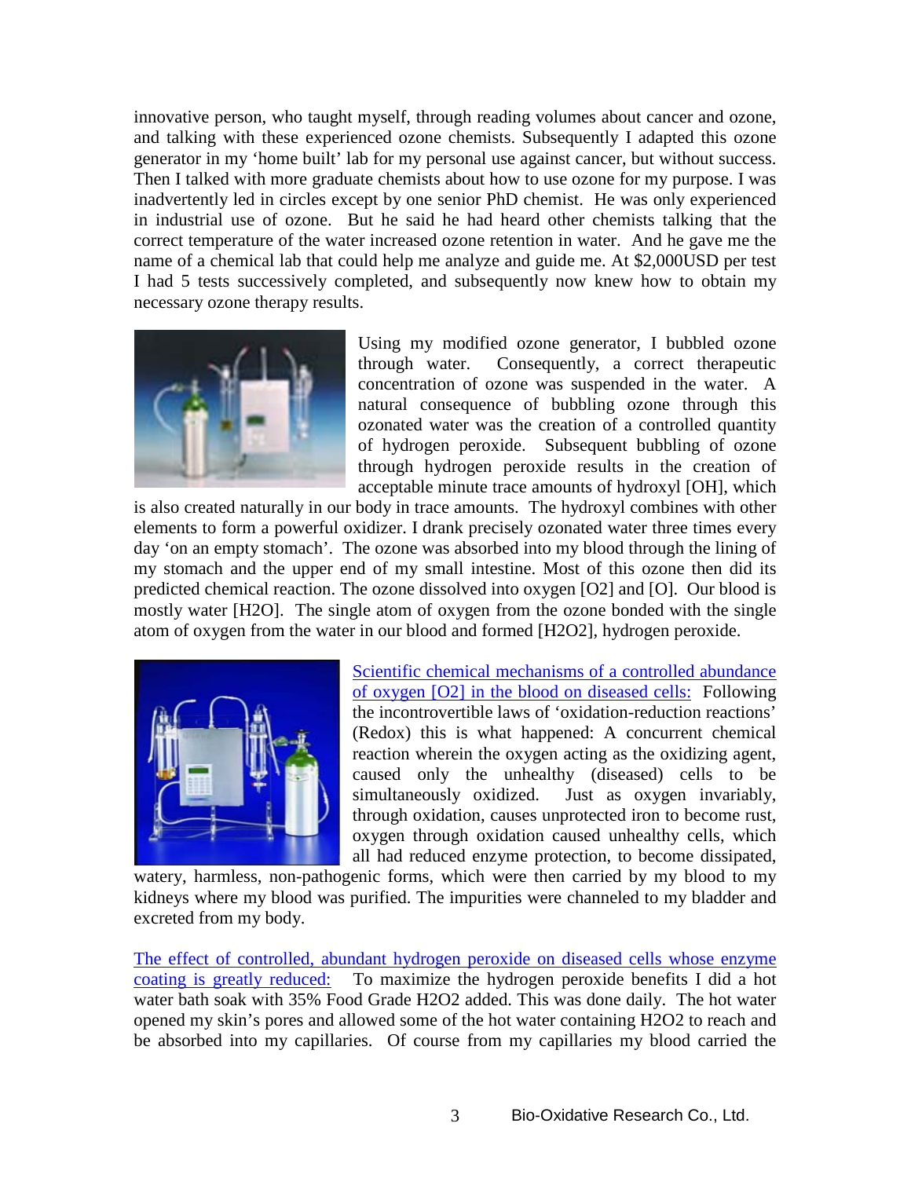innovative person, who taught myself, through reading volumes about cancer and ozone, and talking with these experienced ozone chemists. Subsequently I adapted this ozone generator in my 'home built' lab for my personal use against cancer, but without success. Then I talked with more graduate chemists about how to use ozone for my purpose. I was inadvertently led in circles except by one senior PhD chemist. He was only experienced in industrial use of ozone. But he said he had heard other chemists talking that the correct temperature of the water increased ozone retention in water. And he gave me the name of a chemical lab that could help me analyze and guide me. At $2,000USD per test I had 5 tests successively completed, and subsequently now knew how to obtain my necessary ozone therapy results.

Using my modified ozone generator, I bubbled ozone through water. Consequently, a correct therapeutic concentration of ozone was suspended in the water. A natural consequence of bubbling ozone through this ozonated water was the creation of a controlled quantity of hydrogen peroxide. Subsequent bubbling of ozone through hydrogen peroxide results in the creation of acceptable minute trace amounts of hydroxyl [OH], which is also created naturally in our body in trace amounts. The hydroxyl combines with other elements to form a powerful oxidizer. I drank precisely ozonated water three times every day 'on an empty stomach'. The ozone was absorbed into my blood through the lining of my stomach and the upper end of my small intestine. Most of this ozone then did its predicted chemical reaction. The ozone dissolved into oxygen [$O_2$] and [O]. Our blood is mostly water [$H_2O$]. The single atom of oxygen from the ozone bonded with the single atom of oxygen from the water in our blood and formed [$H_2O_2$], hydrogen peroxide.

Scientific chemical mechanisms of a controlled abundance of oxygen [$O_2$] in the blood on diseased cells: Following the incontrovertible laws of 'oxidation-reduction reactions' (Redox) this is what happened: A concurrent chemical reaction wherein the oxygen acting as the oxidizing agent, caused only the unhealthy (diseased) cells to be simultaneously oxidized. Just as oxygen invariably, through oxidation, causes unprotected iron to become rust, oxygen through oxidation caused unhealthy cells, which all had reduced enzyme protection, to become dissipated, watery, harmless, non-pathogenic forms, which were then carried by my blood to my kidneys where my blood was purified. The impurities were channeled to my bladder and excreted from my body.

The effect of controlled, abundant hydrogen peroxide on diseased cells whose enzyme coating is greatly reduced: To maximize the hydrogen peroxide benefits I did a hot water bath soak with 35% Food Grade $H_2O_2$ added. This was done daily. The hot water opened my skin's pores and allowed some of the hot water containing $H_2O_2$ to reach and be absorbed into my capillaries. Of course from my capillaries my blood carried the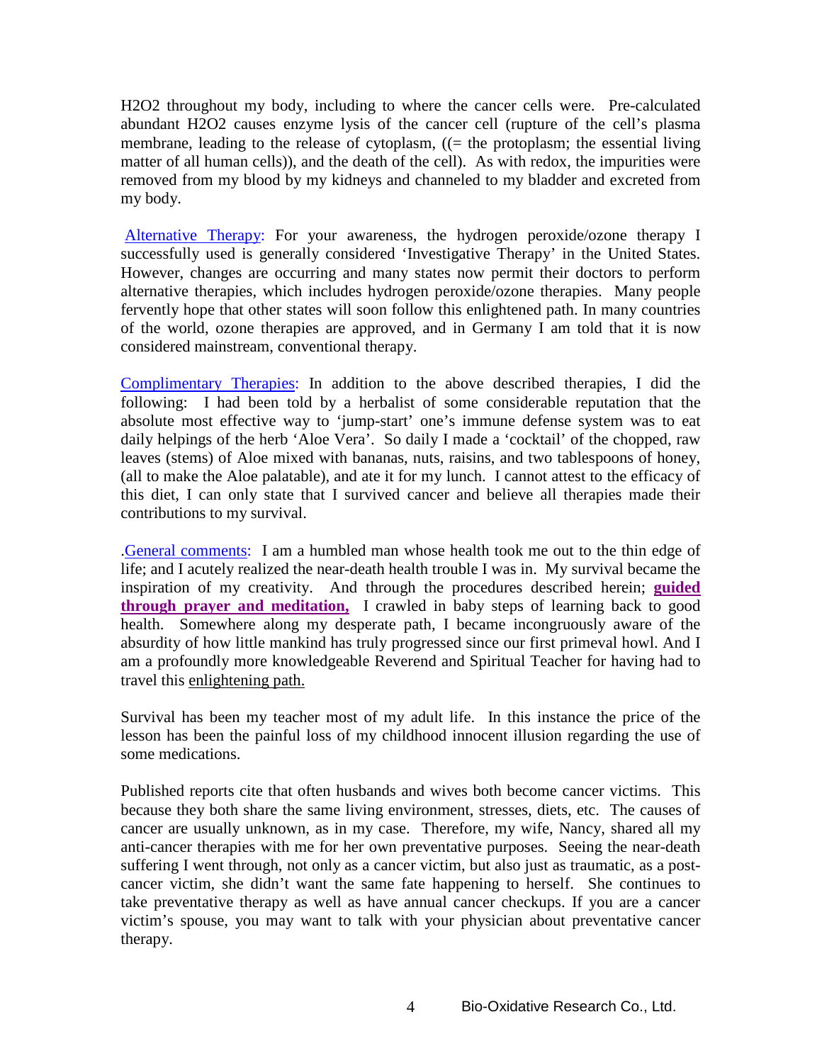$H_2O_2$ throughout my body, including to where the cancer cells were. Pre-calculated abundant $H_2O_2$ causes enzyme lysis of the cancer cell (rupture of the cell's plasma membrane, leading to the release of cytoplasm, ((= the protoplasm; the essential living matter of all human cells)), and the death of the cell). As with redox, the impurities were removed from my blood by my kidneys and channeled to my bladder and excreted from my body.

Alternative Therapy: For your awareness, the hydrogen peroxide/ozone therapy I successfully used is generally considered 'Investigative Therapy' in the United States. However, changes are occurring and many states now permit their doctors to perform alternative therapies, which includes hydrogen peroxide/ozone therapies. Many people fervently hope that other states will soon follow this enlightened path. In many countries of the world, ozone therapies are approved, and in Germany I am told that it is now considered mainstream, conventional therapy.

Complimentary Therapies: In addition to the above described therapies, I did the following: I had been told by a herbalist of some considerable reputation that the absolute most effective way to 'jump-start' one's immune defense system was to eat daily helpings of the herb 'Aloe Vera'. So daily I made a 'cocktail' of the chopped, raw leaves (stems) of Aloe mixed with bananas, nuts, raisins, and two tablespoons of honey, (all to make the Aloe palatable), and ate it for my lunch. I cannot attest to the efficacy of this diet, I can only state that I survived cancer and believe all therapies made their contributions to my survival.

.General comments: I am a humbled man whose health took me out to the thin edge of life; and I acutely realized the near-death health trouble I was in. My survival became the inspiration of my creativity. And through the procedures described herein; **guided through prayer and meditation,** I crawled in baby steps of learning back to good health. Somewhere along my desperate path, I became incongruously aware of the absurdity of how little mankind has truly progressed since our first primeval howl. And I am a profoundly more knowledgeable Reverend and Spiritual Teacher for having had to travel this enlightening path.

Survival has been my teacher most of my adult life. In this instance the price of the lesson has been the painful loss of my childhood innocent illusion regarding the use of some medications.

Published reports cite that often husbands and wives both become cancer victims. This because they both share the same living environment, stresses, diets, etc. The causes of cancer are usually unknown, as in my case. Therefore, my wife, Nancy, shared all my anti-cancer therapies with me for her own preventative purposes. Seeing the near-death suffering I went through, not only as a cancer victim, but also just as traumatic, as a post-cancer victim, she didn't want the same fate happening to herself. She continues to take preventative therapy as well as have annual cancer checkups. If you are a cancer victim's spouse, you may want to talk with your physician about preventative cancer therapy.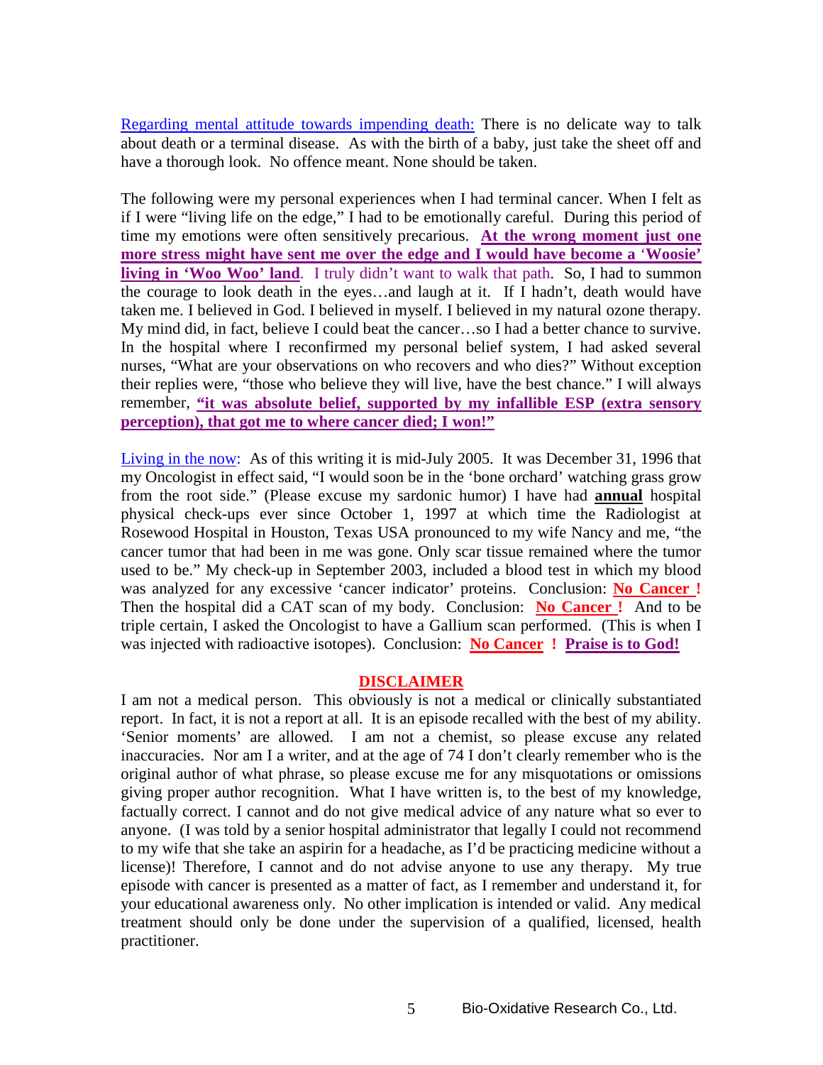Regarding mental attitude towards impending death: There is no delicate way to talk about death or a terminal disease. As with the birth of a baby, just take the sheet off and have a thorough look. No offence meant. None should be taken.

The following were my personal experiences when I had terminal cancer. When I felt as if I were "living life on the edge," I had to be emotionally careful. During this period of time my emotions were often sensitively precarious. **At the wrong moment just one more stress might have sent me over the edge and I would have become a 'Woosie' living in 'Woo Woo' land**. I truly didn't want to walk that path. So, I had to summon the courage to look death in the eyes…and laugh at it. If I hadn't, death would have taken me. I believed in God. I believed in myself. I believed in my natural ozone therapy. My mind did, in fact, believe I could beat the cancer…so I had a better chance to survive. In the hospital where I reconfirmed my personal belief system, I had asked several nurses, "What are your observations on who recovers and who dies?" Without exception their replies were, "those who believe they will live, have the best chance." I will always remember, **"it was absolute belief, supported by my infallible ESP (extra sensory perception), that got me to where cancer died; I won!"**

Living in the now: As of this writing it is mid-July 2005. It was December 31, 1996 that my Oncologist in effect said, "I would soon be in the 'bone orchard' watching grass grow from the root side." (Please excuse my sardonic humor) I have had **annual** hospital physical check-ups ever since October 1, 1997 at which time the Radiologist at Rosewood Hospital in Houston, Texas USA pronounced to my wife Nancy and me, "the cancer tumor that had been in me was gone. Only scar tissue remained where the tumor used to be." My check-up in September 2003, included a blood test in which my blood was analyzed for any excessive 'cancer indicator' proteins. Conclusion: **No Cancer !** Then the hospital did a CAT scan of my body. Conclusion: **No Cancer !** And to be triple certain, I asked the Oncologist to have a Gallium scan performed. (This is when I was injected with radioactive isotopes). Conclusion: **No Cancer ! Praise is to God!**

## DISCLAIMER

I am not a medical person. This obviously is not a medical or clinically substantiated report. In fact, it is not a report at all. It is an episode recalled with the best of my ability. 'Senior moments' are allowed. I am not a chemist, so please excuse any related inaccuracies. Nor am I a writer, and at the age of 74 I don't clearly remember who is the original author of what phrase, so please excuse me for any misquotations or omissions giving proper author recognition. What I have written is, to the best of my knowledge, factually correct. I cannot and do not give medical advice of any nature what so ever to anyone. (I was told by a senior hospital administrator that legally I could not recommend to my wife that she take an aspirin for a headache, as I'd be practicing medicine without a license)! Therefore, I cannot and do not advise anyone to use any therapy. My true episode with cancer is presented as a matter of fact, as I remember and understand it, for your educational awareness only. No other implication is intended or valid. Any medical treatment should only be done under the supervision of a qualified, licensed, health practitioner.